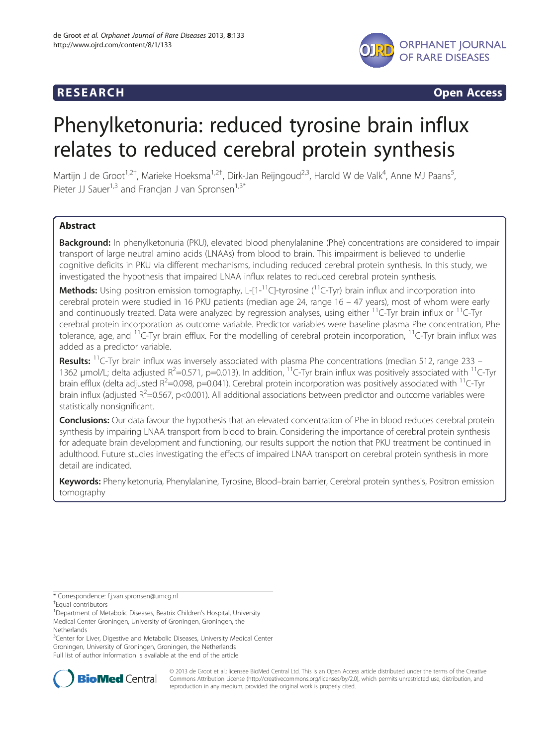RESEARCH Open Access

# Phenylketonuria: reduced tyrosine brain influx relates to reduced cerebral protein synthesis

Martijn J de Groot[1,2†], Marieke Hoeksma[1,2†], Dirk-Jan Reijngoud[2,3], Harold W de Valk[4], Anne MJ Paans[5], Pieter JJ Sauer[1,3] and Francjan J van Spronsen[1,3*]

## Abstract

**Background:** In phenylketonuria (PKU), elevated blood phenylalanine (Phe) concentrations are considered to impair transport of large neutral amino acids (LNAAs) from blood to brain. This impairment is believed to underlie cognitive deficits in PKU via different mechanisms, including reduced cerebral protein synthesis. In this study, we investigated the hypothesis that impaired LNAA influx relates to reduced cerebral protein synthesis.

**Methods:** Using positron emission tomography, L-[1-$^{11}$C]-tyrosine ($^{11}$C-Tyr) brain influx and incorporation into cerebral protein were studied in 16 PKU patients (median age 24, range 16 – 47 years), most of whom were early and continuously treated. Data were analyzed by regression analyses, using either $^{11}$C-Tyr brain influx or $^{11}$C-Tyr cerebral protein incorporation as outcome variable. Predictor variables were baseline plasma Phe concentration, Phe tolerance, age, and $^{11}$C-Tyr brain efflux. For the modelling of cerebral protein incorporation, $^{11}$C-Tyr brain influx was added as a predictor variable.

**Results:** $^{11}$C-Tyr brain influx was inversely associated with plasma Phe concentrations (median 512, range 233 – 1362 μmol/L; delta adjusted $R^2$=0.571, p=0.013). In addition, $^{11}$C-Tyr brain influx was positively associated with $^{11}$C-Tyr brain efflux (delta adjusted $R^2$=0.098, p=0.041). Cerebral protein incorporation was positively associated with $^{11}$C-Tyr brain influx (adjusted $R^2$=0.567, p<0.001). All additional associations between predictor and outcome variables were statistically nonsignificant.

**Conclusions:** Our data favour the hypothesis that an elevated concentration of Phe in blood reduces cerebral protein synthesis by impairing LNAA transport from blood to brain. Considering the importance of cerebral protein synthesis for adequate brain development and functioning, our results support the notion that PKU treatment be continued in adulthood. Future studies investigating the effects of impaired LNAA transport on cerebral protein synthesis in more detail are indicated.

**Keywords:** Phenylketonuria, Phenylalanine, Tyrosine, Blood–brain barrier, Cerebral protein synthesis, Positron emission tomography

---

\* Correspondence: f.j.van.spronsen@umcg.nl

† Equal contributors

[1] Department of Metabolic Diseases, Beatrix Children's Hospital, University Medical Center Groningen, University of Groningen, Groningen, the Netherlands

[3] Center for Liver, Digestive and Metabolic Diseases, University Medical Center Groningen, University of Groningen, Groningen, the Netherlands

Full list of author information is available at the end of the article

© 2013 de Groot et al.; licensee BioMed Central Ltd. This is an Open Access article distributed under the terms of the Creative Commons Attribution License (http://creativecommons.org/licenses/by/2.0), which permits unrestricted use, distribution, and reproduction in any medium, provided the original work is properly cited.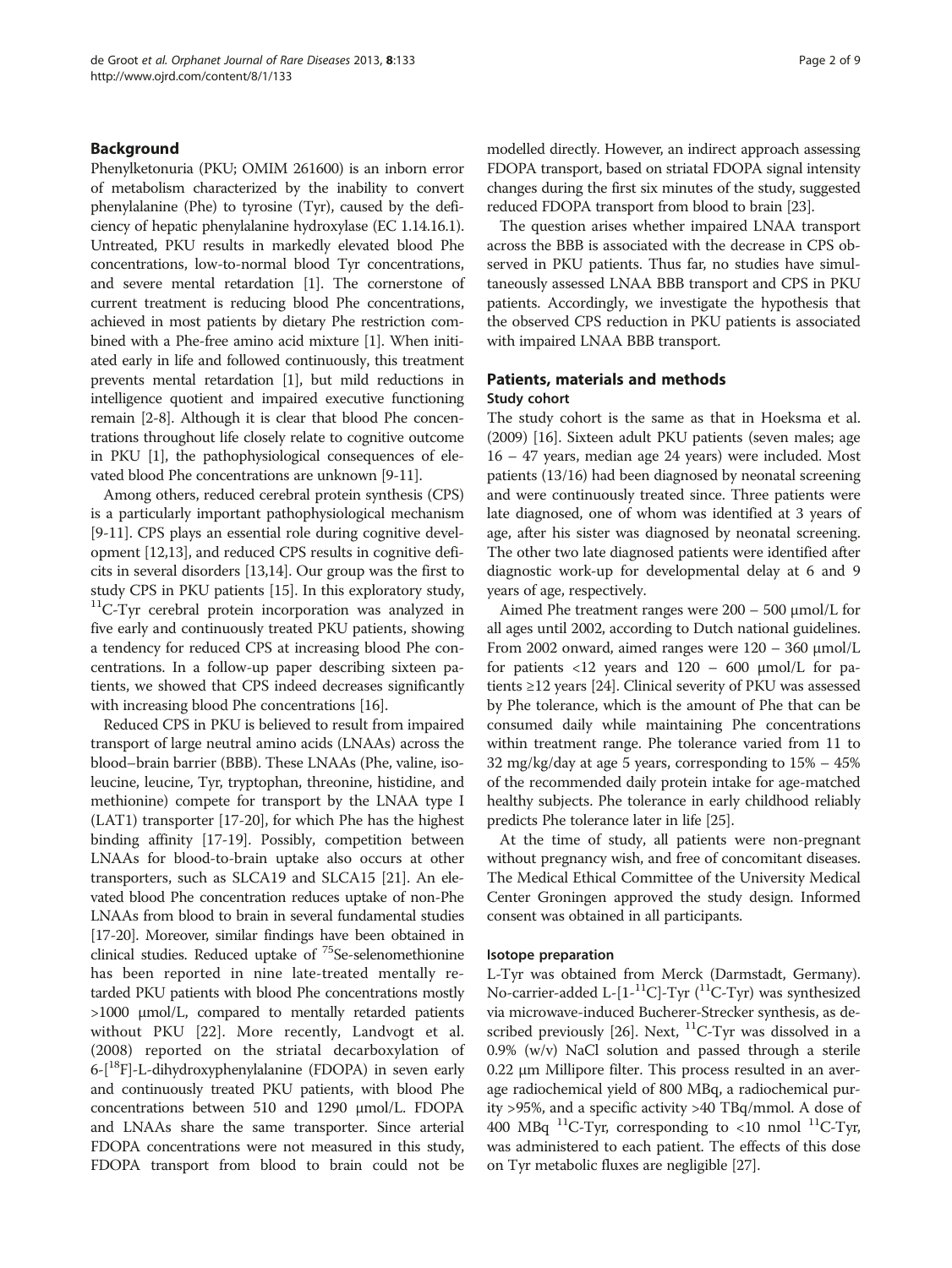## Background

Phenylketonuria (PKU; OMIM 261600) is an inborn error of metabolism characterized by the inability to convert phenylalanine (Phe) to tyrosine (Tyr), caused by the deficiency of hepatic phenylalanine hydroxylase (EC 1.14.16.1). Untreated, PKU results in markedly elevated blood Phe concentrations, low-to-normal blood Tyr concentrations, and severe mental retardation [1]. The cornerstone of current treatment is reducing blood Phe concentrations, achieved in most patients by dietary Phe restriction combined with a Phe-free amino acid mixture [1]. When initiated early in life and followed continuously, this treatment prevents mental retardation [1], but mild reductions in intelligence quotient and impaired executive functioning remain [2-8]. Although it is clear that blood Phe concentrations throughout life closely relate to cognitive outcome in PKU [1], the pathophysiological consequences of elevated blood Phe concentrations are unknown [9-11].

Among others, reduced cerebral protein synthesis (CPS) is a particularly important pathophysiological mechanism [9-11]. CPS plays an essential role during cognitive development [12,13], and reduced CPS results in cognitive deficits in several disorders [13,14]. Our group was the first to study CPS in PKU patients [15]. In this exploratory study, $^{11}$C-Tyr cerebral protein incorporation was analyzed in five early and continuously treated PKU patients, showing a tendency for reduced CPS at increasing blood Phe concentrations. In a follow-up paper describing sixteen patients, we showed that CPS indeed decreases significantly with increasing blood Phe concentrations [16].

Reduced CPS in PKU is believed to result from impaired transport of large neutral amino acids (LNAAs) across the blood–brain barrier (BBB). These LNAAs (Phe, valine, isoleucine, leucine, Tyr, tryptophan, threonine, histidine, and methionine) compete for transport by the LNAA type I (LAT1) transporter [17-20], for which Phe has the highest binding affinity [17-19]. Possibly, competition between LNAAs for blood-to-brain uptake also occurs at other transporters, such as SLCA19 and SLCA15 [21]. An elevated blood Phe concentration reduces uptake of non-Phe LNAAs from blood to brain in several fundamental studies [17-20]. Moreover, similar findings have been obtained in clinical studies. Reduced uptake of $^{75}$Se-selenomethionine has been reported in nine late-treated mentally retarded PKU patients with blood Phe concentrations mostly >1000 μmol/L, compared to mentally retarded patients without PKU [22]. More recently, Landvogt et al. (2008) reported on the striatal decarboxylation of 6-[$^{18}$F]-L-dihydroxyphenylalanine (FDOPA) in seven early and continuously treated PKU patients, with blood Phe concentrations between 510 and 1290 μmol/L. FDOPA and LNAAs share the same transporter. Since arterial FDOPA concentrations were not measured in this study, FDOPA transport from blood to brain could not be modelled directly. However, an indirect approach assessing FDOPA transport, based on striatal FDOPA signal intensity changes during the first six minutes of the study, suggested reduced FDOPA transport from blood to brain [23].

The question arises whether impaired LNAA transport across the BBB is associated with the decrease in CPS observed in PKU patients. Thus far, no studies have simultaneously assessed LNAA BBB transport and CPS in PKU patients. Accordingly, we investigate the hypothesis that the observed CPS reduction in PKU patients is associated with impaired LNAA BBB transport.

## Patients, materials and methods

### Study cohort

The study cohort is the same as that in Hoeksma et al. (2009) [16]. Sixteen adult PKU patients (seven males; age 16 – 47 years, median age 24 years) were included. Most patients (13/16) had been diagnosed by neonatal screening and were continuously treated since. Three patients were late diagnosed, one of whom was identified at 3 years of age, after his sister was diagnosed by neonatal screening. The other two late diagnosed patients were identified after diagnostic work-up for developmental delay at 6 and 9 years of age, respectively.

Aimed Phe treatment ranges were 200 – 500 μmol/L for all ages until 2002, according to Dutch national guidelines. From 2002 onward, aimed ranges were 120 – 360 μmol/L for patients <12 years and 120 – 600 μmol/L for patients ≥12 years [24]. Clinical severity of PKU was assessed by Phe tolerance, which is the amount of Phe that can be consumed daily while maintaining Phe concentrations within treatment range. Phe tolerance varied from 11 to 32 mg/kg/day at age 5 years, corresponding to 15% – 45% of the recommended daily protein intake for age-matched healthy subjects. Phe tolerance in early childhood reliably predicts Phe tolerance later in life [25].

At the time of study, all patients were non-pregnant without pregnancy wish, and free of concomitant diseases. The Medical Ethical Committee of the University Medical Center Groningen approved the study design. Informed consent was obtained in all participants.

### Isotope preparation

L-Tyr was obtained from Merck (Darmstadt, Germany). No-carrier-added L-[1-$^{11}$C]-Tyr ($^{11}$C-Tyr) was synthesized via microwave-induced Bucherer-Strecker synthesis, as described previously [26]. Next, $^{11}$C-Tyr was dissolved in a 0.9% (w/v) NaCl solution and passed through a sterile 0.22 μm Millipore filter. This process resulted in an average radiochemical yield of 800 MBq, a radiochemical purity >95%, and a specific activity >40 TBq/mmol. A dose of 400 MBq $^{11}$C-Tyr, corresponding to <10 nmol $^{11}$C-Tyr, was administered to each patient. The effects of this dose on Tyr metabolic fluxes are negligible [27].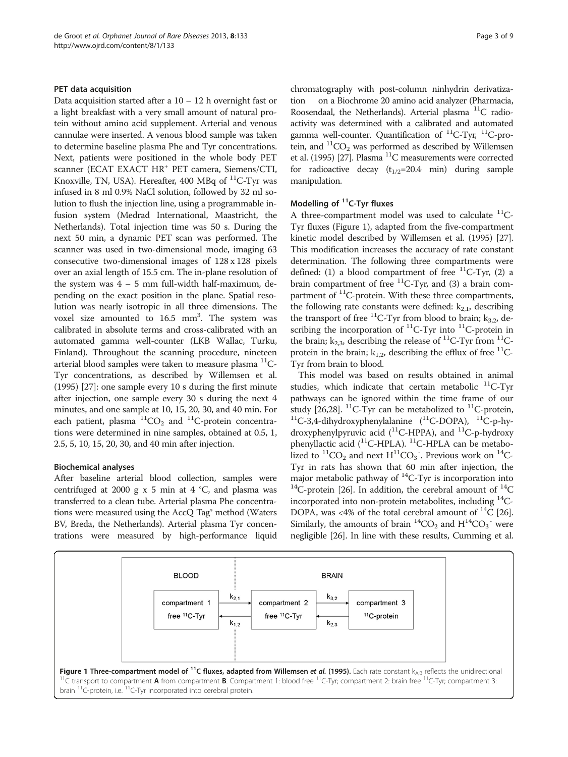### PET data acquisition

Data acquisition started after a 10 – 12 h overnight fast or a light breakfast with a very small amount of natural protein without amino acid supplement. Arterial and venous cannulae were inserted. A venous blood sample was taken to determine baseline plasma Phe and Tyr concentrations. Next, patients were positioned in the whole body PET scanner (ECAT EXACT HR$^+$ PET camera, Siemens/CTI, Knoxville, TN, USA). Hereafter, 400 MBq of $^{11}$C-Tyr was infused in 8 ml 0.9% NaCl solution, followed by 32 ml solution to flush the injection line, using a programmable infusion system (Medrad International, Maastricht, the Netherlands). Total injection time was 50 s. During the next 50 min, a dynamic PET scan was performed. The scanner was used in two-dimensional mode, imaging 63 consecutive two-dimensional images of 128 x 128 pixels over an axial length of 15.5 cm. The in-plane resolution of the system was 4 – 5 mm full-width half-maximum, depending on the exact position in the plane. Spatial resolution was nearly isotropic in all three dimensions. The voxel size amounted to 16.5 mm$^3$. The system was calibrated in absolute terms and cross-calibrated with an automated gamma well-counter (LKB Wallac, Turku, Finland). Throughout the scanning procedure, nineteen arterial blood samples were taken to measure plasma $^{11}$C-Tyr concentrations, as described by Willemsen et al. (1995) [27]: one sample every 10 s during the first minute after injection, one sample every 30 s during the next 4 minutes, and one sample at 10, 15, 20, 30, and 40 min. For each patient, plasma $^{11}CO_2$ and $^{11}$C-protein concentrations were determined in nine samples, obtained at 0.5, 1, 2.5, 5, 10, 15, 20, 30, and 40 min after injection.

### Biochemical analyses

After baseline arterial blood collection, samples were centrifuged at 2000 g x 5 min at 4 °C, and plasma was transferred to a clean tube. Arterial plasma Phe concentrations were measured using the AccQ Tag® method (Waters BV, Breda, the Netherlands). Arterial plasma Tyr concentrations were measured by high-performance liquid chromatography with post-column ninhydrin derivatization on a Biochrome 20 amino acid analyzer (Pharmacia, Roosendaal, the Netherlands). Arterial plasma $^{11}$C radioactivity was determined with a calibrated and automated gamma well-counter. Quantification of $^{11}$C-Tyr, $^{11}$C-protein, and $^{11}CO_2$ was performed as described by Willemsen et al. (1995) [27]. Plasma $^{11}$C measurements were corrected for radioactive decay ($t_{1/2}$=20.4 min) during sample manipulation.

### Modelling of $^{11}$C-Tyr fluxes

A three-compartment model was used to calculate $^{11}$C-Tyr fluxes (Figure 1), adapted from the five-compartment kinetic model described by Willemsen et al. (1995) [27]. This modification increases the accuracy of rate constant determination. The following three compartments were defined: (1) a blood compartment of free $^{11}$C-Tyr, (2) a brain compartment of free $^{11}$C-Tyr, and (3) a brain compartment of $^{11}$C-protein. With these three compartments, the following rate constants were defined: $k_{2,1}$, describing the transport of free $^{11}$C-Tyr from blood to brain; $k_{3,2}$, describing the incorporation of $^{11}$C-Tyr into $^{11}$C-protein in the brain; $k_{2,3}$, describing the release of $^{11}$C-Tyr from $^{11}$C-protein in the brain; $k_{1,2}$, describing the efflux of free $^{11}$C-Tyr from brain to blood.

This model was based on results obtained in animal studies, which indicate that certain metabolic $^{11}$C-Tyr pathways can be ignored within the time frame of our study [26,28]. $^{11}$C-Tyr can be metabolized to $^{11}$C-protein, $^{11}$C-3,4-dihydroxyphenylalanine ($^{11}$C-DOPA), $^{11}$C-p-hydroxyphenylpyruvic acid ($^{11}$C-HPPA), and $^{11}$C-p-hydroxy phenyllactic acid ($^{11}$C-HPLA). $^{11}$C-HPLA can be metabolized to $^{11}CO_2$ and next $H^{11}CO_3^-$. Previous work on $^{14}$C-Tyr in rats has shown that 60 min after injection, the major metabolic pathway of $^{14}$C-Tyr is incorporation into $^{14}$C-protein [26]. In addition, the cerebral amount of $^{14}$C incorporated into non-protein metabolites, including $^{14}$C-DOPA, was <4% of the total cerebral amount of $^{14}$C [26]. Similarly, the amounts of brain $^{14}CO_2$ and $H^{14}CO_3^-$ were negligible [26]. In line with these results, Cumming et al.

| BLOOD | | BRAIN | | |
|---|---|---|---|---|
| compartment 1 free $^{11}$C-Tyr | $k_{2,1}$ → / ← $k_{1,2}$ | compartment 2 free $^{11}$C-Tyr | $k_{3,2}$ → / ← $k_{2,3}$ | compartment 3 $^{11}$C-protein |

**Figure 1 Three-compartment model of $^{11}$C fluxes, adapted from Willemsen *et al.* (1995).** Each rate constant $k_{A,B}$ reflects the unidirectional $^{11}$C transport to compartment **A** from compartment **B**. Compartment 1: blood free $^{11}$C-Tyr; compartment 2: brain free $^{11}$C-Tyr; compartment 3: brain $^{11}$C-protein, i.e. $^{11}$C-Tyr incorporated into cerebral protein.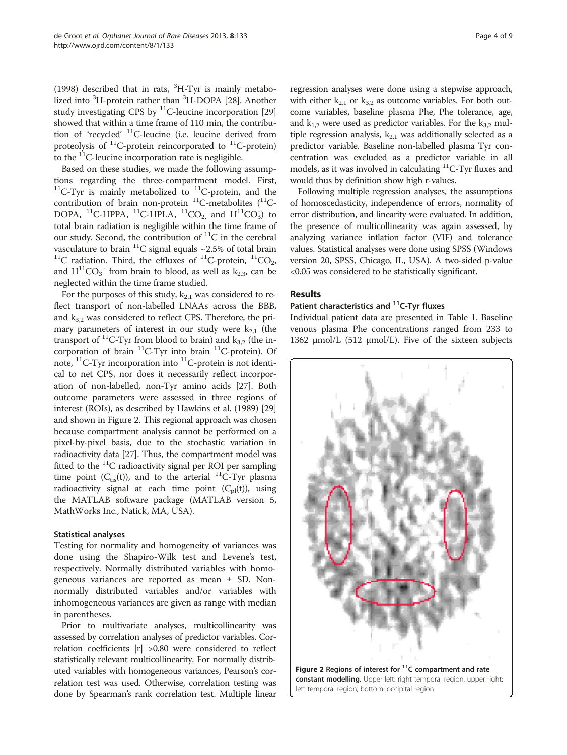(1998) described that in rats, $^{3}$H-Tyr is mainly metabolized into $^{3}$H-protein rather than $^{3}$H-DOPA [28]. Another study investigating CPS by $^{11}$C-leucine incorporation [29] showed that within a time frame of 110 min, the contribution of 'recycled' $^{11}$C-leucine (i.e. leucine derived from proteolysis of $^{11}$C-protein reincorporated to $^{11}$C-protein) to the $^{11}$C-leucine incorporation rate is negligible.

Based on these studies, we made the following assumptions regarding the three-compartment model. First, $^{11}$C-Tyr is mainly metabolized to $^{11}$C-protein, and the contribution of brain non-protein $^{11}$C-metabolites ($^{11}$C-DOPA, $^{11}$C-HPPA, $^{11}$C-HPLA, $^{11}CO_2$, and $H^{11}CO_3^-$) to total brain radiation is negligible within the time frame of our study. Second, the contribution of $^{11}$C in the cerebral vasculature to brain $^{11}$C signal equals ~2.5% of total brain $^{11}$C radiation. Third, the effluxes of $^{11}$C-protein, $^{11}CO_2$, and $H^{11}CO_3^-$ from brain to blood, as well as $k_{2,3}$, can be neglected within the time frame studied.

For the purposes of this study, $k_{2,1}$ was considered to reflect transport of non-labelled LNAAs across the BBB, and $k_{3,2}$ was considered to reflect CPS. Therefore, the primary parameters of interest in our study were $k_{2,1}$ (the transport of $^{11}$C-Tyr from blood to brain) and $k_{3,2}$ (the incorporation of brain $^{11}$C-Tyr into brain $^{11}$C-protein). Of note, $^{11}$C-Tyr incorporation into $^{11}$C-protein is not identical to net CPS, nor does it necessarily reflect incorporation of non-labelled, non-Tyr amino acids [27]. Both outcome parameters were assessed in three regions of interest (ROIs), as described by Hawkins et al. (1989) [29] and shown in Figure 2. This regional approach was chosen because compartment analysis cannot be performed on a pixel-by-pixel basis, due to the stochastic variation in radioactivity data [27]. Thus, the compartment model was fitted to the $^{11}$C radioactivity signal per ROI per sampling time point ($C_{tis}(t)$), and to the arterial $^{11}$C-Tyr plasma radioactivity signal at each time point ($C_{pl}(t)$), using the MATLAB software package (MATLAB version 5, MathWorks Inc., Natick, MA, USA).

### Statistical analyses

Testing for normality and homogeneity of variances was done using the Shapiro-Wilk test and Levene's test, respectively. Normally distributed variables with homogeneous variances are reported as mean ± SD. Non-normally distributed variables and/or variables with inhomogeneous variances are given as range with median in parentheses.

Prior to multivariate analyses, multicollinearity was assessed by correlation analyses of predictor variables. Correlation coefficients $|r|$ >0.80 were considered to reflect statistically relevant multicollinearity. For normally distributed variables with homogeneous variances, Pearson's correlation test was used. Otherwise, correlation testing was done by Spearman's rank correlation test. Multiple linear regression analyses were done using a stepwise approach, with either $k_{2,1}$ or $k_{3,2}$ as outcome variables. For both outcome variables, baseline plasma Phe, Phe tolerance, age, and $k_{1,2}$ were used as predictor variables. For the $k_{3,2}$ multiple regression analysis, $k_{2,1}$ was additionally selected as a predictor variable. Baseline non-labelled plasma Tyr concentration was excluded as a predictor variable in all models, as it was involved in calculating $^{11}$C-Tyr fluxes and would thus by definition show high r-values.

Following multiple regression analyses, the assumptions of homoscedasticity, independence of errors, normality of error distribution, and linearity were evaluated. In addition, the presence of multicollinearity was again assessed, by analyzing variance inflation factor (VIF) and tolerance values. Statistical analyses were done using SPSS (Windows version 20, SPSS, Chicago, IL, USA). A two-sided p-value <0.05 was considered to be statistically significant.

## Results

### Patient characteristics and $^{11}$C-Tyr fluxes

Individual patient data are presented in Table 1. Baseline venous plasma Phe concentrations ranged from 233 to 1362 μmol/L (512 μmol/L). Five of the sixteen subjects

**Figure 2 Regions of interest for $^{11}$C compartment and rate constant modelling.** Upper left: right temporal region, upper right: left temporal region, bottom: occipital region.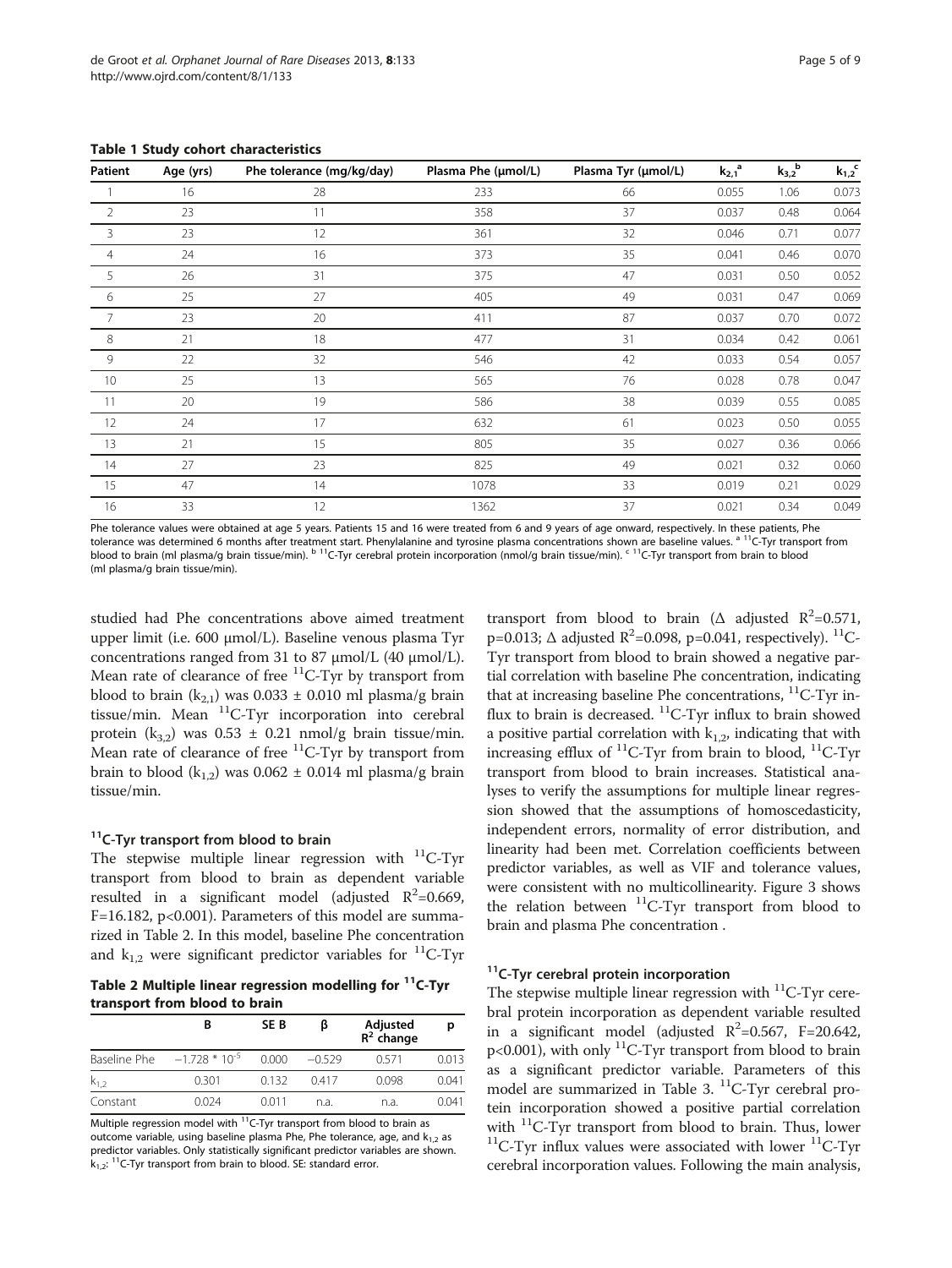**Table 1 Study cohort characteristics**

| Patient | Age (yrs) | Phe tolerance (mg/kg/day) | Plasma Phe (μmol/L) | Plasma Tyr (μmol/L) | $k_{2,1}$ [a] | $k_{3,2}$ [b] | $k_{1,2}$ [c] |
|---|---|---|---|---|---|---|---|
| 1 | 16 | 28 | 233 | 66 | 0.055 | 1.06 | 0.073 |
| 2 | 23 | 11 | 358 | 37 | 0.037 | 0.48 | 0.064 |
| 3 | 23 | 12 | 361 | 32 | 0.046 | 0.71 | 0.077 |
| 4 | 24 | 16 | 373 | 35 | 0.041 | 0.46 | 0.070 |
| 5 | 26 | 31 | 375 | 47 | 0.031 | 0.50 | 0.052 |
| 6 | 25 | 27 | 405 | 49 | 0.031 | 0.47 | 0.069 |
| 7 | 23 | 20 | 411 | 87 | 0.037 | 0.70 | 0.072 |
| 8 | 21 | 18 | 477 | 31 | 0.034 | 0.42 | 0.061 |
| 9 | 22 | 32 | 546 | 42 | 0.033 | 0.54 | 0.057 |
| 10 | 25 | 13 | 565 | 76 | 0.028 | 0.78 | 0.047 |
| 11 | 20 | 19 | 586 | 38 | 0.039 | 0.55 | 0.085 |
| 12 | 24 | 17 | 632 | 61 | 0.023 | 0.50 | 0.055 |
| 13 | 21 | 15 | 805 | 35 | 0.027 | 0.36 | 0.066 |
| 14 | 27 | 23 | 825 | 49 | 0.021 | 0.32 | 0.060 |
| 15 | 47 | 14 | 1078 | 33 | 0.019 | 0.21 | 0.029 |
| 16 | 33 | 12 | 1362 | 37 | 0.021 | 0.34 | 0.049 |

Phe tolerance values were obtained at age 5 years. Patients 15 and 16 were treated from 6 and 9 years of age onward, respectively. In these patients, Phe tolerance was determined 6 months after treatment start. Phenylalanine and tyrosine plasma concentrations shown are baseline values. [a] $^{11}$C-Tyr transport from blood to brain (ml plasma/g brain tissue/min). [b] $^{11}$C-Tyr cerebral protein incorporation (nmol/g brain tissue/min). [c] $^{11}$C-Tyr transport from brain to blood (ml plasma/g brain tissue/min).

studied had Phe concentrations above aimed treatment upper limit (i.e. 600 μmol/L). Baseline venous plasma Tyr concentrations ranged from 31 to 87 μmol/L (40 μmol/L). Mean rate of clearance of free $^{11}$C-Tyr by transport from blood to brain ($k_{2,1}$) was 0.033 ± 0.010 ml plasma/g brain tissue/min. Mean $^{11}$C-Tyr incorporation into cerebral protein ($k_{3,2}$) was 0.53 ± 0.21 nmol/g brain tissue/min. Mean rate of clearance of free $^{11}$C-Tyr by transport from brain to blood ($k_{1,2}$) was 0.062 ± 0.014 ml plasma/g brain tissue/min.

### $^{11}$C-Tyr transport from blood to brain

The stepwise multiple linear regression with $^{11}$C-Tyr transport from blood to brain as dependent variable resulted in a significant model (adjusted $R^2$=0.669, F=16.182, p<0.001). Parameters of this model are summarized in Table 2. In this model, baseline Phe concentration and $k_{1,2}$ were significant predictor variables for $^{11}$C-Tyr transport from blood to brain (Δ adjusted $R^2$=0.571, p=0.013; Δ adjusted $R^2$=0.098, p=0.041, respectively). $^{11}$C-Tyr transport from blood to brain showed a negative partial correlation with baseline Phe concentration, indicating that at increasing baseline Phe concentrations, $^{11}$C-Tyr influx to brain is decreased. $^{11}$C-Tyr influx to brain showed a positive partial correlation with $k_{1,2}$, indicating that with increasing efflux of $^{11}$C-Tyr from brain to blood, $^{11}$C-Tyr transport from blood to brain increases. Statistical analyses to verify the assumptions for multiple linear regression showed that the assumptions of homoscedasticity, independent errors, normality of error distribution, and linearity had been met. Correlation coefficients between predictor variables, as well as VIF and tolerance values, were consistent with no multicollinearity. Figure 3 shows the relation between $^{11}$C-Tyr transport from blood to brain and plasma Phe concentration .

**Table 2 Multiple linear regression modelling for $^{11}$C-Tyr transport from blood to brain**

| | B | SE B | β | Adjusted $R^2$ change | p |
|---|---|---|---|---|---|
| Baseline Phe | $-1.728 * 10^{-5}$ | 0.000 | −0.529 | 0.571 | 0.013 |
| $k_{1,2}$ | 0.301 | 0.132 | 0.417 | 0.098 | 0.041 |
| Constant | 0.024 | 0.011 | n.a. | n.a. | 0.041 |

Multiple regression model with $^{11}$C-Tyr transport from blood to brain as outcome variable, using baseline plasma Phe, Phe tolerance, age, and $k_{1,2}$ as predictor variables. Only statistically significant predictor variables are shown. $k_{1,2}$: $^{11}$C-Tyr transport from brain to blood. SE: standard error.

### $^{11}$C-Tyr cerebral protein incorporation

The stepwise multiple linear regression with $^{11}$C-Tyr cerebral protein incorporation as dependent variable resulted in a significant model (adjusted $R^2$=0.567, F=20.642, p<0.001), with only $^{11}$C-Tyr transport from blood to brain as a significant predictor variable. Parameters of this model are summarized in Table 3. $^{11}$C-Tyr cerebral protein incorporation showed a positive partial correlation with $^{11}$C-Tyr transport from blood to brain. Thus, lower $^{11}$C-Tyr influx values were associated with lower $^{11}$C-Tyr cerebral incorporation values. Following the main analysis,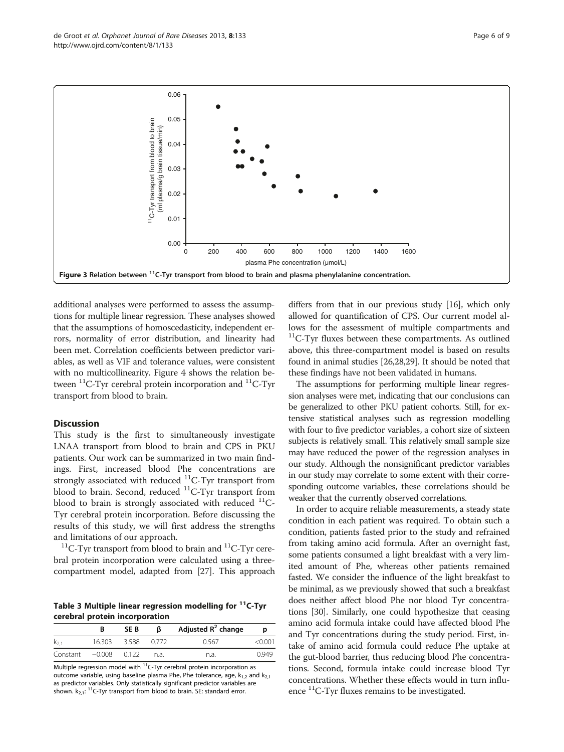Figure 3 Relation between $^{11}$C-Tyr transport from blood to brain and plasma phenylalanine concentration.

additional analyses were performed to assess the assumptions for multiple linear regression. These analyses showed that the assumptions of homoscedasticity, independent errors, normality of error distribution, and linearity had been met. Correlation coefficients between predictor variables, as well as VIF and tolerance values, were consistent with no multicollinearity. Figure 4 shows the relation between $^{11}$C-Tyr cerebral protein incorporation and $^{11}$C-Tyr transport from blood to brain.

## Discussion

This study is the first to simultaneously investigate LNAA transport from blood to brain and CPS in PKU patients. Our work can be summarized in two main findings. First, increased blood Phe concentrations are strongly associated with reduced $^{11}$C-Tyr transport from blood to brain. Second, reduced $^{11}$C-Tyr transport from blood to brain is strongly associated with reduced $^{11}$C-Tyr cerebral protein incorporation. Before discussing the results of this study, we will first address the strengths and limitations of our approach.

$^{11}$C-Tyr transport from blood to brain and $^{11}$C-Tyr cerebral protein incorporation were calculated using a three-compartment model, adapted from [27]. This approach differs from that in our previous study [16], which only allowed for quantification of CPS. Our current model allows for the assessment of multiple compartments and $^{11}$C-Tyr fluxes between these compartments. As outlined above, this three-compartment model is based on results found in animal studies [26,28,29]. It should be noted that these findings have not been validated in humans.

The assumptions for performing multiple linear regression analyses were met, indicating that our conclusions can be generalized to other PKU patient cohorts. Still, for extensive statistical analyses such as regression modelling with four to five predictor variables, a cohort size of sixteen subjects is relatively small. This relatively small sample size may have reduced the power of the regression analyses in our study. Although the nonsignificant predictor variables in our study may correlate to some extent with their corresponding outcome variables, these correlations should be weaker that the currently observed correlations.

In order to acquire reliable measurements, a steady state condition in each patient was required. To obtain such a condition, patients fasted prior to the study and refrained from taking amino acid formula. After an overnight fast, some patients consumed a light breakfast with a very limited amount of Phe, whereas other patients remained fasted. We consider the influence of the light breakfast to be minimal, as we previously showed that such a breakfast does neither affect blood Phe nor blood Tyr concentrations [30]. Similarly, one could hypothesize that ceasing amino acid formula intake could have affected blood Phe and Tyr concentrations during the study period. First, intake of amino acid formula could reduce Phe uptake at the gut-blood barrier, thus reducing blood Phe concentrations. Second, formula intake could increase blood Tyr concentrations. Whether these effects would in turn influence $^{11}$C-Tyr fluxes remains to be investigated.

**Table 3 Multiple linear regression modelling for $^{11}$C-Tyr cerebral protein incorporation**

| | B | SE B | β | Adjusted $R^2$ change | p |
|---|---|---|---|---|---|
| $k_{2,1}$ | 16.303 | 3.588 | 0.772 | 0.567 | <0.001 |
| Constant | −0.008 | 0.122 | n.a. | n.a. | 0.949 |

Multiple regression model with $^{11}$C-Tyr cerebral protein incorporation as outcome variable, using baseline plasma Phe, Phe tolerance, age, $k_{1,2}$ and $k_{2,1}$ as predictor variables. Only statistically significant predictor variables are shown. $k_{2,1}$: $^{11}$C-Tyr transport from blood to brain. SE: standard error.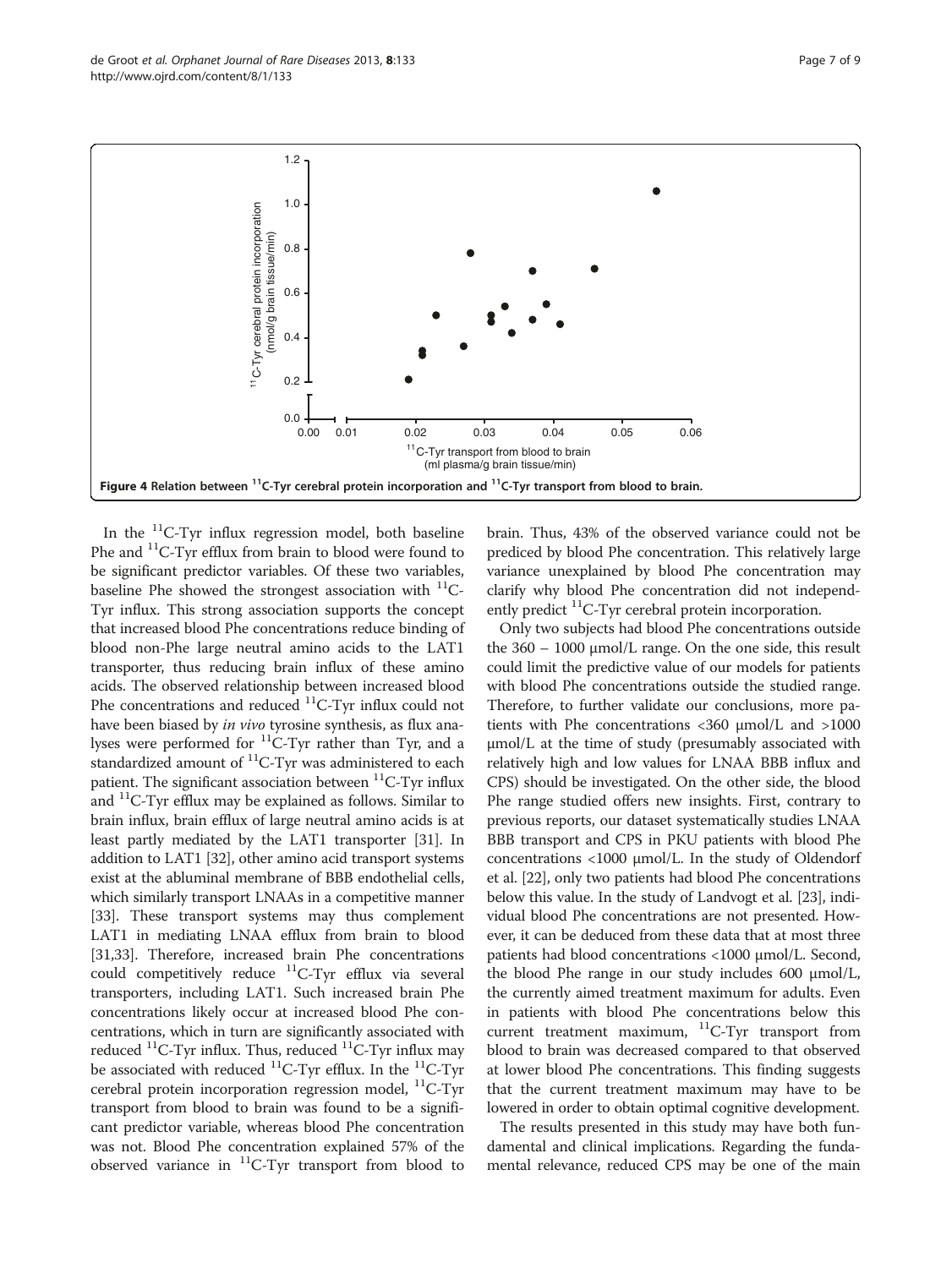**Figure 4 Relation between $^{11}$C-Tyr cerebral protein incorporation and $^{11}$C-Tyr transport from blood to brain.**

In the $^{11}$C-Tyr influx regression model, both baseline Phe and $^{11}$C-Tyr efflux from brain to blood were found to be significant predictor variables. Of these two variables, baseline Phe showed the strongest association with $^{11}$C-Tyr influx. This strong association supports the concept that increased blood Phe concentrations reduce binding of blood non-Phe large neutral amino acids to the LAT1 transporter, thus reducing brain influx of these amino acids. The observed relationship between increased blood Phe concentrations and reduced $^{11}$C-Tyr influx could not have been biased by *in vivo* tyrosine synthesis, as flux analyses were performed for $^{11}$C-Tyr rather than Tyr, and a standardized amount of $^{11}$C-Tyr was administered to each patient. The significant association between $^{11}$C-Tyr influx and $^{11}$C-Tyr efflux may be explained as follows. Similar to brain influx, brain efflux of large neutral amino acids is at least partly mediated by the LAT1 transporter [31]. In addition to LAT1 [32], other amino acid transport systems exist at the abluminal membrane of BBB endothelial cells, which similarly transport LNAAs in a competitive manner [33]. These transport systems may thus complement LAT1 in mediating LNAA efflux from brain to blood [31,33]. Therefore, increased brain Phe concentrations could competitively reduce $^{11}$C-Tyr efflux via several transporters, including LAT1. Such increased brain Phe concentrations likely occur at increased blood Phe concentrations, which in turn are significantly associated with reduced $^{11}$C-Tyr influx. Thus, reduced $^{11}$C-Tyr influx may be associated with reduced $^{11}$C-Tyr efflux. In the $^{11}$C-Tyr cerebral protein incorporation regression model, $^{11}$C-Tyr transport from blood to brain was found to be a significant predictor variable, whereas blood Phe concentration was not. Blood Phe concentration explained 57% of the observed variance in $^{11}$C-Tyr transport from blood to brain. Thus, 43% of the observed variance could not be prediced by blood Phe concentration. This relatively large variance unexplained by blood Phe concentration may clarify why blood Phe concentration did not independently predict $^{11}$C-Tyr cerebral protein incorporation.

Only two subjects had blood Phe concentrations outside the 360 – 1000 μmol/L range. On the one side, this result could limit the predictive value of our models for patients with blood Phe concentrations outside the studied range. Therefore, to further validate our conclusions, more patients with Phe concentrations <360 μmol/L and >1000 μmol/L at the time of study (presumably associated with relatively high and low values for LNAA BBB influx and CPS) should be investigated. On the other side, the blood Phe range studied offers new insights. First, contrary to previous reports, our dataset systematically studies LNAA BBB transport and CPS in PKU patients with blood Phe concentrations <1000 μmol/L. In the study of Oldendorf et al. [22], only two patients had blood Phe concentrations below this value. In the study of Landvogt et al. [23], individual blood Phe concentrations are not presented. However, it can be deduced from these data that at most three patients had blood concentrations <1000 μmol/L. Second, the blood Phe range in our study includes 600 μmol/L, the currently aimed treatment maximum for adults. Even in patients with blood Phe concentrations below this current treatment maximum, $^{11}$C-Tyr transport from blood to brain was decreased compared to that observed at lower blood Phe concentrations. This finding suggests that the current treatment maximum may have to be lowered in order to obtain optimal cognitive development.

The results presented in this study may have both fundamental and clinical implications. Regarding the fundamental relevance, reduced CPS may be one of the main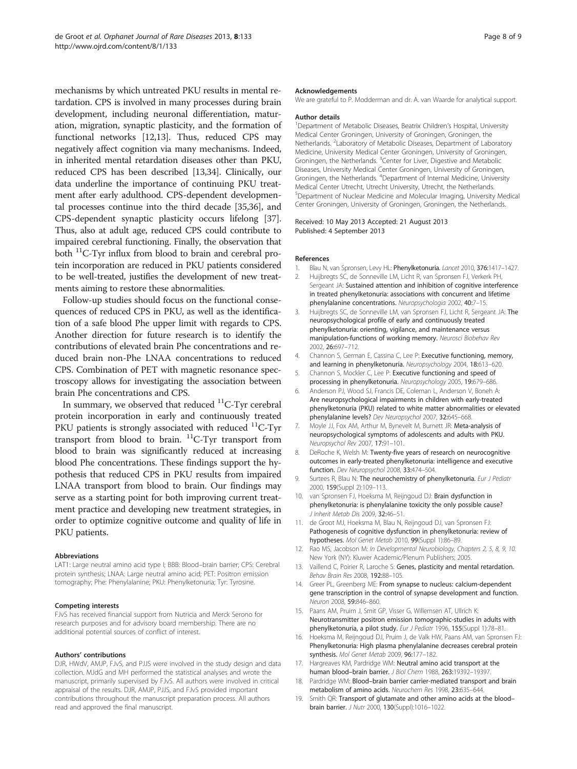mechanisms by which untreated PKU results in mental retardation. CPS is involved in many processes during brain development, including neuronal differentiation, maturation, migration, synaptic plasticity, and the formation of functional networks [12,13]. Thus, reduced CPS may negatively affect cognition via many mechanisms. Indeed, in inherited mental retardation diseases other than PKU, reduced CPS has been described [13,34]. Clinically, our data underline the importance of continuing PKU treatment after early adulthood. CPS-dependent developmental processes continue into the third decade [35,36], and CPS-dependent synaptic plasticity occurs lifelong [37]. Thus, also at adult age, reduced CPS could contribute to impaired cerebral functioning. Finally, the observation that both $^{11}$C-Tyr influx from blood to brain and cerebral protein incorporation are reduced in PKU patients considered to be well-treated, justifies the development of new treatments aiming to restore these abnormalities.

Follow-up studies should focus on the functional consequences of reduced CPS in PKU, as well as the identification of a safe blood Phe upper limit with regards to CPS. Another direction for future research is to identify the contributions of elevated brain Phe concentrations and reduced brain non-Phe LNAA concentrations to reduced CPS. Combination of PET with magnetic resonance spectroscopy allows for investigating the association between brain Phe concentrations and CPS.

In summary, we observed that reduced $^{11}$C-Tyr cerebral protein incorporation in early and continuously treated PKU patients is strongly associated with reduced $^{11}$C-Tyr transport from blood to brain. $^{11}$C-Tyr transport from blood to brain was significantly reduced at increasing blood Phe concentrations. These findings support the hypothesis that reduced CPS in PKU results from impaired LNAA transport from blood to brain. Our findings may serve as a starting point for both improving current treatment practice and developing new treatment strategies, in order to optimize cognitive outcome and quality of life in PKU patients.

#### Abbreviations

LAT1: Large neutral amino acid type I; BBB: Blood–brain barrier; CPS: Cerebral protein synthesis; LNAA: Large neutral amino acid; PET: Positron emission tomography; Phe: Phenylalanine; PKU: Phenylketonuria; Tyr: Tyrosine.

#### Competing interests

FJvS has received financial support from Nutricia and Merck Serono for research purposes and for advisory board membership. There are no additional potential sources of conflict of interest.

#### Authors' contributions

DJR, HWdV, AMJP, FJvS, and PJJS were involved in the study design and data collection. MJdG and MH performed the statistical analyses and wrote the manuscript, primarily supervised by FJvS. All authors were involved in critical appraisal of the results. DJR, AMJP, PJJS, and FJvS provided important contributions throughout the manuscript preparation process. All authors read and approved the final manuscript.

#### Acknowledgements

We are grateful to P. Modderman and dr. A. van Waarde for analytical support.

#### Author details

[1]Department of Metabolic Diseases, Beatrix Children's Hospital, University Medical Center Groningen, University of Groningen, Groningen, the Netherlands. [2]Laboratory of Metabolic Diseases, Department of Laboratory Medicine, University Medical Center Groningen, University of Groningen, Groningen, the Netherlands. [3]Center for Liver, Digestive and Metabolic Diseases, University Medical Center Groningen, University of Groningen, Groningen, the Netherlands. [4]Department of Internal Medicine, University Medical Center Utrecht, Utrecht University, Utrecht, the Netherlands. [5]Department of Nuclear Medicine and Molecular Imaging, University Medical Center Groningen, University of Groningen, Groningen, the Netherlands.

Received: 10 May 2013 Accepted: 21 August 2013
Published: 4 September 2013

#### References

1. Blau N, van Spronsen, Levy HL: **Phenylketonuria.** *Lancet* 2010, **376:**1417–1427.
2. Huijbregts SC, de Sonneville LM, Licht R, van Spronsen FJ, Verkerk PH, Sergeant JA: **Sustained attention and inhibition of cognitive interference in treated phenylketonuria: associations with concurrent and lifetime phenylalanine concentrations.** *Neuropsychologia* 2002, **40:**7–15.
3. Huijbregts SC, de Sonneville LM, van Spronsen FJ, Licht R, Sergeant JA: **The neuropsychological profile of early and continuously treated phenylketonuria: orienting, vigilance, and maintenance versus manipulation-functions of working memory.** *Neurosci Biobehav Rev* 2002, **26:**697–712.
4. Channon S, German E, Cassina C, Lee P: **Executive functioning, memory, and learning in phenylketonuria.** *Neuropsychology* 2004, **18:**613–620.
5. Channon S, Mockler C, Lee P: **Executive functioning and speed of processing in phenylketonuria.** *Neuropsychology* 2005, **19:**679–686.
6. Anderson PJ, Wood SJ, Francis DE, Coleman L, Anderson V, Boneh A: **Are neuropsychological impairments in children with early-treated phenylketonuria (PKU) related to white matter abnormalities or elevated phenylalanine levels?** *Dev Neuropsychol* 2007, **32:**645–668.
7. Moyle JJ, Fox AM, Arthur M, Bynevelt M, Burnett JR: **Meta-analysis of neuropsychological symptoms of adolescents and adults with PKU.** *Neuropsychol Rev* 2007, **17:**91–101.
8. DeRoche K, Welsh M: **Twenty-five years of research on neurocognitive outcomes in early-treated phenylketonuria: intelligence and executive function.** *Dev Neuropsychol* 2008, **33:**474–504.
9. Surtees R, Blau N: **The neurochemistry of phenylketonuria.** *Eur J Pediatr* 2000, **159**(Suppl 2):109–113.
10. van Spronsen FJ, Hoeksma M, Reijngoud DJ: **Brain dysfunction in phenylketonuria: is phenylalanine toxicity the only possible cause?** *J Inherit Metab Dis* 2009, **32:**46–51.
11. de Groot MJ, Hoeksma M, Blau N, Reijngoud DJ, van Spronsen FJ: **Pathogenesis of cognitive dysfunction in phenylketonuria: review of hypotheses.** *Mol Genet Metab* 2010, **99**(Suppl 1):86–89.
12. Rao MS, Jacobson M: *In Developmental Neurobiology, Chapters 2, 5, 8, 9, 10.* New York (NY): Kluwer Academic/Plenum Publishers; 2005.
13. Vaillend C, Poirier R, Laroche S: **Genes, plasticity and mental retardation.** *Behav Brain Res* 2008, **192:**88–105.
14. Greer PL, Greenberg ME: **From synapse to nucleus: calcium-dependent gene transcription in the control of synapse development and function.** *Neuron* 2008, **59:**846–860.
15. Paans AM, Pruim J, Smit GP, Visser G, Willemsen AT, Ullrich K: **Neurotransmitter positron emission tomographic-studies in adults with phenylketonuria, a pilot study.** *Eur J Pediatr* 1996, **155**(Suppl 1):78–81.
16. Hoeksma M, Reijngoud DJ, Pruim J, de Valk HW, Paans AM, van Spronsen FJ: **Phenylketonuria: High plasma phenylalanine decreases cerebral protein synthesis.** *Mol Genet Metab* 2009, **96:**177–182.
17. Hargreaves KM, Pardridge WM: **Neutral amino acid transport at the human blood–brain barrier.** *J Biol Chem* 1988, **263:**19392–19397.
18. Pardridge WM: **Blood–brain barrier carrier-mediated transport and brain metabolism of amino acids.** *Neurochem Res* 1998, **23:**635–644.
19. Smith QR: **Transport of glutamate and other amino acids at the blood–brain barrier.** *J Nutr* 2000, **130**(Suppl):1016–1022.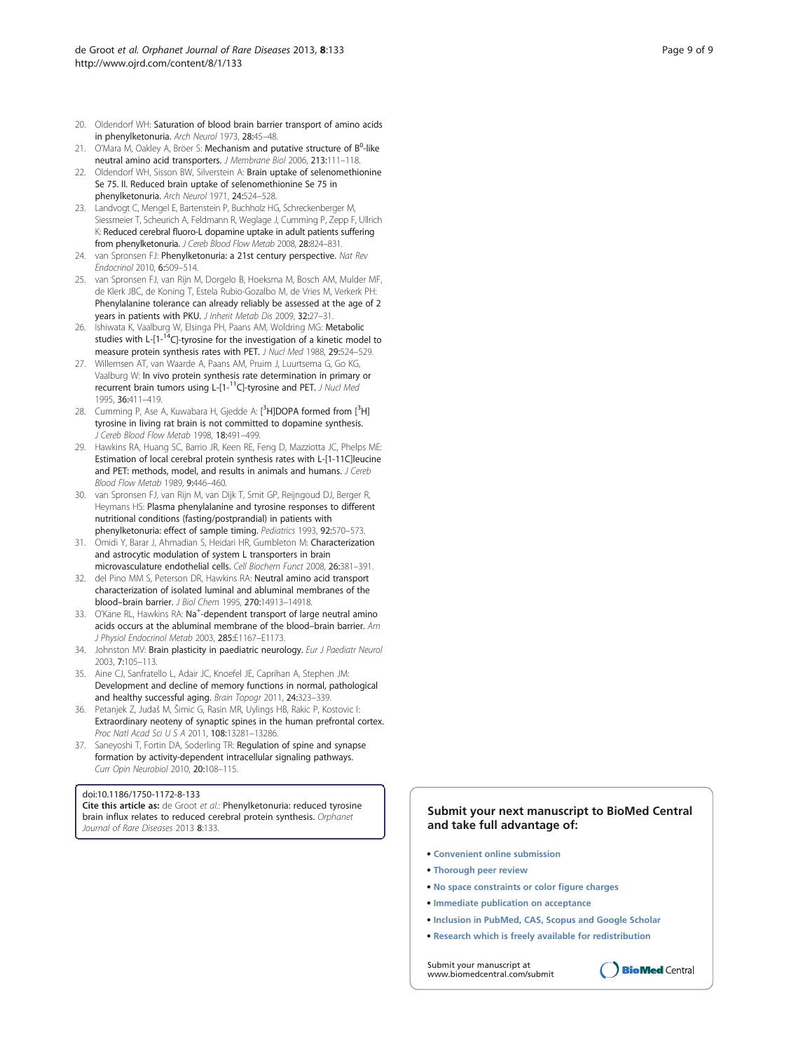20. Oldendorf WH: Saturation of blood brain barrier transport of amino acids in phenylketonuria. *Arch Neurol* 1973, **28:**45–48.
21. O'Mara M, Oakley A, Bröer S: Mechanism and putative structure of $B^0$-like neutral amino acid transporters. *J Membrane Biol* 2006, **213:**111–118.
22. Oldendorf WH, Sisson BW, Silverstein A: Brain uptake of selenomethionine Se 75. II. Reduced brain uptake of selenomethionine Se 75 in phenylketonuria. *Arch Neurol* 1971, **24:**524–528.
23. Landvogt C, Mengel E, Bartenstein P, Buchholz HG, Schreckenberger M, Siessmeier T, Scheurich A, Feldmann R, Weglage J, Cumming P, Zepp F, Ullrich K: Reduced cerebral fluoro-L dopamine uptake in adult patients suffering from phenylketonuria. *J Cereb Blood Flow Metab* 2008, **28:**824–831.
24. van Spronsen FJ: Phenylketonuria: a 21st century perspective. *Nat Rev Endocrinol* 2010, **6:**509–514.
25. van Spronsen FJ, van Rijn M, Dorgelo B, Hoeksma M, Bosch AM, Mulder MF, de Klerk JBC, de Koning T, Estela Rubio-Gozalbo M, de Vries M, Verkerk PH: Phenylalanine tolerance can already reliably be assessed at the age of 2 years in patients with PKU. *J Inherit Metab Dis* 2009, **32:**27–31.
26. Ishiwata K, Vaalburg W, Elsinga PH, Paans AM, Woldring MG: Metabolic studies with L-[1-$^{14}$C]-tyrosine for the investigation of a kinetic model to measure protein synthesis rates with PET. *J Nucl Med* 1988, **29:**524–529.
27. Willemsen AT, van Waarde A, Paans AM, Pruim J, Luurtsema G, Go KG, Vaalburg W: In vivo protein synthesis rate determination in primary or recurrent brain tumors using L-[1-$^{11}$C]-tyrosine and PET. *J Nucl Med* 1995, **36:**411–419.
28. Cumming P, Ase A, Kuwabara H, Gjedde A: [$^3$H]DOPA formed from [$^3$H] tyrosine in living rat brain is not committed to dopamine synthesis. *J Cereb Blood Flow Metab* 1998, **18:**491–499.
29. Hawkins RA, Huang SC, Barrio JR, Keen RE, Feng D, Mazziotta JC, Phelps ME: Estimation of local cerebral protein synthesis rates with L-[1-11C]leucine and PET: methods, model, and results in animals and humans. *J Cereb Blood Flow Metab* 1989, **9:**446–460.
30. van Spronsen FJ, van Rijn M, van Dijk T, Smit GP, Reijngoud DJ, Berger R, Heymans HS: Plasma phenylalanine and tyrosine responses to different nutritional conditions (fasting/postprandial) in patients with phenylketonuria: effect of sample timing. *Pediatrics* 1993, **92:**570–573.
31. Omidi Y, Barar J, Ahmadian S, Heidari HR, Gumbleton M: Characterization and astrocytic modulation of system L transporters in brain microvasculature endothelial cells. *Cell Biochem Funct* 2008, **26:**381–391.
32. del Pino MM S, Peterson DR, Hawkins RA: Neutral amino acid transport characterization of isolated luminal and abluminal membranes of the blood–brain barrier. *J Biol Chem* 1995, **270:**14913–14918.
33. O'Kane RL, Hawkins RA: $Na^+$-dependent transport of large neutral amino acids occurs at the abluminal membrane of the blood–brain barrier. *Am J Physiol Endocrinol Metab* 2003, **285:**E1167–E1173.
34. Johnston MV: Brain plasticity in paediatric neurology. *Eur J Paediatr Neurol* 2003, **7:**105–113.
35. Aine CJ, Sanfratello L, Adair JC, Knoefel JE, Caprihan A, Stephen JM: Development and decline of memory functions in normal, pathological and healthy successful aging. *Brain Topogr* 2011, **24:**323–339.
36. Petanjek Z, Judaš M, Šimic G, Rasin MR, Uylings HB, Rakic P, Kostovic I: Extraordinary neoteny of synaptic spines in the human prefrontal cortex. *Proc Natl Acad Sci U S A* 2011, **108:**13281–13286.
37. Saneyoshi T, Fortin DA, Soderling TR: Regulation of spine and synapse formation by activity-dependent intracellular signaling pathways. *Curr Opin Neurobiol* 2010, **20:**108–115.

doi:10.1186/1750-1172-8-133
**Cite this article as:** de Groot *et al.*: Phenylketonuria: reduced tyrosine brain influx relates to reduced cerebral protein synthesis. *Orphanet Journal of Rare Diseases* 2013 **8**:133.

**Submit your next manuscript to BioMed Central and take full advantage of:**

- Convenient online submission
- Thorough peer review
- No space constraints or color figure charges
- Immediate publication on acceptance
- Inclusion in PubMed, CAS, Scopus and Google Scholar
- Research which is freely available for redistribution

Submit your manuscript at
www.biomedcentral.com/submit

BioMed Central